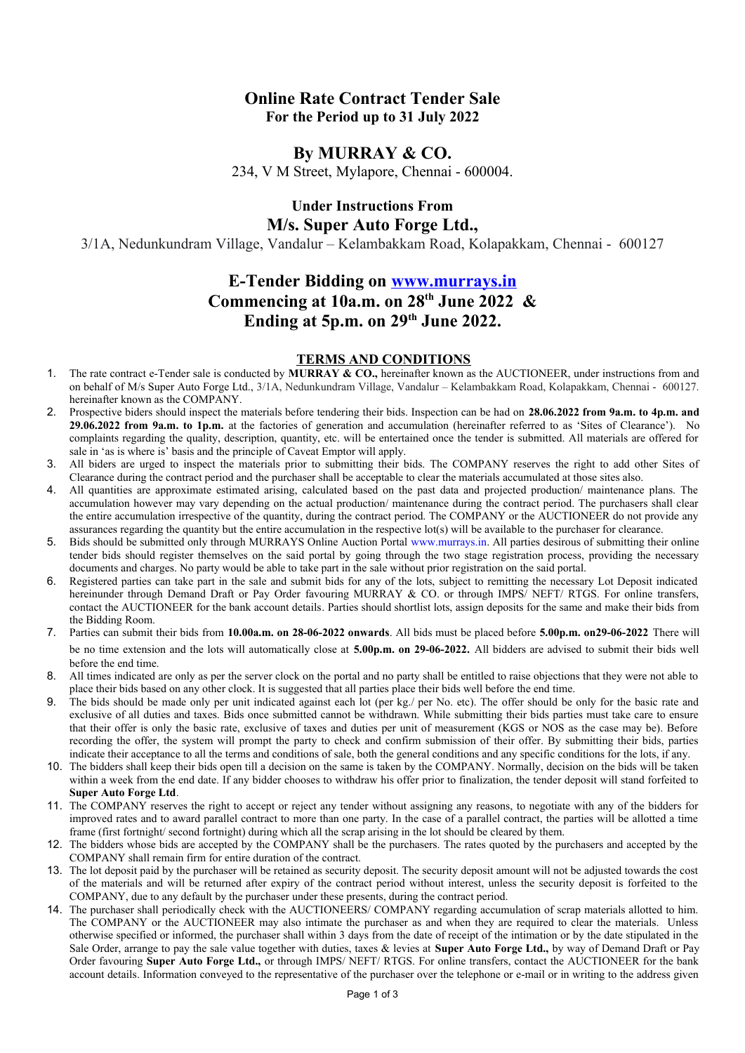# Online Rate Contract Tender Sale

**For the Period up to 31 July 2022**

## By MURRAY & CO.

234, V M Street, Mylapore, Chennai - 600004.

### Under Instructions From

## M/s. Super Auto Forge Ltd.,

3/1A, Nedunkundram Village, Vandalur – Kelambakkam Road, Kolapakkam, Chennai - 600127

## E-Tender Bidding on [www.murrays.in](http://www.murrays.in)

## Commencing at 10a.m. on 28th June 2022 & Ending at 5p.m. on 29th June 2022.

### TERMS AND CONDITIONS

1. The rate contract e-Tender sale is conducted by **MURRAY & CO.,** hereinafter known as the AUCTIONEER, under instructions from and on behalf of M/s Super Auto Forge Ltd., 3/1A, Nedunkundram Village, Vandalur – Kelambakkam Road, Kolapakkam, Chennai - 600127. hereinafter known as the COMPANY.
2. Prospective biders should inspect the materials before tendering their bids. Inspection can be had on **28.06.2022 from 9a.m. to 4p.m. and 29.06.2022 from 9a.m. to 1p.m.** at the factories of generation and accumulation (hereinafter referred to as 'Sites of Clearance'). No complaints regarding the quality, description, quantity, etc. will be entertained once the tender is submitted. All materials are offered for sale in 'as is where is' basis and the principle of Caveat Emptor will apply.
3. All biders are urged to inspect the materials prior to submitting their bids. The COMPANY reserves the right to add other Sites of Clearance during the contract period and the purchaser shall be acceptable to clear the materials accumulated at those sites also.
4. All quantities are approximate estimated arising, calculated based on the past data and projected production/ maintenance plans. The accumulation however may vary depending on the actual production/ maintenance during the contract period. The purchasers shall clear the entire accumulation irrespective of the quantity, during the contract period. The COMPANY or the AUCTIONEER do not provide any assurances regarding the quantity but the entire accumulation in the respective lot(s) will be available to the purchaser for clearance.
5. Bids should be submitted only through MURRAYS Online Auction Portal www.murrays.in. All parties desirous of submitting their online tender bids should register themselves on the said portal by going through the two stage registration process, providing the necessary documents and charges. No party would be able to take part in the sale without prior registration on the said portal.
6. Registered parties can take part in the sale and submit bids for any of the lots, subject to remitting the necessary Lot Deposit indicated hereinunder through Demand Draft or Pay Order favouring MURRAY & CO. or through IMPS/ NEFT/ RTGS. For online transfers, contact the AUCTIONEER for the bank account details. Parties should shortlist lots, assign deposits for the same and make their bids from the Bidding Room.
7. Parties can submit their bids from **10.00a.m. on 28-06-2022 onwards**. All bids must be placed before **5.00p.m. on29-06-2022** There will be no time extension and the lots will automatically close at **5.00p.m. on 29-06-2022.** All bidders are advised to submit their bids well before the end time.
8. All times indicated are only as per the server clock on the portal and no party shall be entitled to raise objections that they were not able to place their bids based on any other clock. It is suggested that all parties place their bids well before the end time.
9. The bids should be made only per unit indicated against each lot (per kg./ per No. etc). The offer should be only for the basic rate and exclusive of all duties and taxes. Bids once submitted cannot be withdrawn. While submitting their bids parties must take care to ensure that their offer is only the basic rate, exclusive of taxes and duties per unit of measurement (KGS or NOS as the case may be). Before recording the offer, the system will prompt the party to check and confirm submission of their offer. By submitting their bids, parties indicate their acceptance to all the terms and conditions of sale, both the general conditions and any specific conditions for the lots, if any.
10. The bidders shall keep their bids open till a decision on the same is taken by the COMPANY. Normally, decision on the bids will be taken within a week from the end date. If any bidder chooses to withdraw his offer prior to finalization, the tender deposit will stand forfeited to **Super Auto Forge Ltd**.
11. The COMPANY reserves the right to accept or reject any tender without assigning any reasons, to negotiate with any of the bidders for improved rates and to award parallel contract to more than one party. In the case of a parallel contract, the parties will be allotted a time frame (first fortnight/ second fortnight) during which all the scrap arising in the lot should be cleared by them.
12. The bidders whose bids are accepted by the COMPANY shall be the purchasers. The rates quoted by the purchasers and accepted by the COMPANY shall remain firm for entire duration of the contract.
13. The lot deposit paid by the purchaser will be retained as security deposit. The security deposit amount will not be adjusted towards the cost of the materials and will be returned after expiry of the contract period without interest, unless the security deposit is forfeited to the COMPANY, due to any default by the purchaser under these presents, during the contract period.
14. The purchaser shall periodically check with the AUCTIONEERS/ COMPANY regarding accumulation of scrap materials allotted to him. The COMPANY or the AUCTIONEER may also intimate the purchaser as and when they are required to clear the materials. Unless otherwise specified or informed, the purchaser shall within 3 days from the date of receipt of the intimation or by the date stipulated in the Sale Order, arrange to pay the sale value together with duties, taxes & levies at **Super Auto Forge Ltd.,** by way of Demand Draft or Pay Order favouring **Super Auto Forge Ltd.,** or through IMPS/ NEFT/ RTGS. For online transfers, contact the AUCTIONEER for the bank account details. Information conveyed to the representative of the purchaser over the telephone or e-mail or in writing to the address given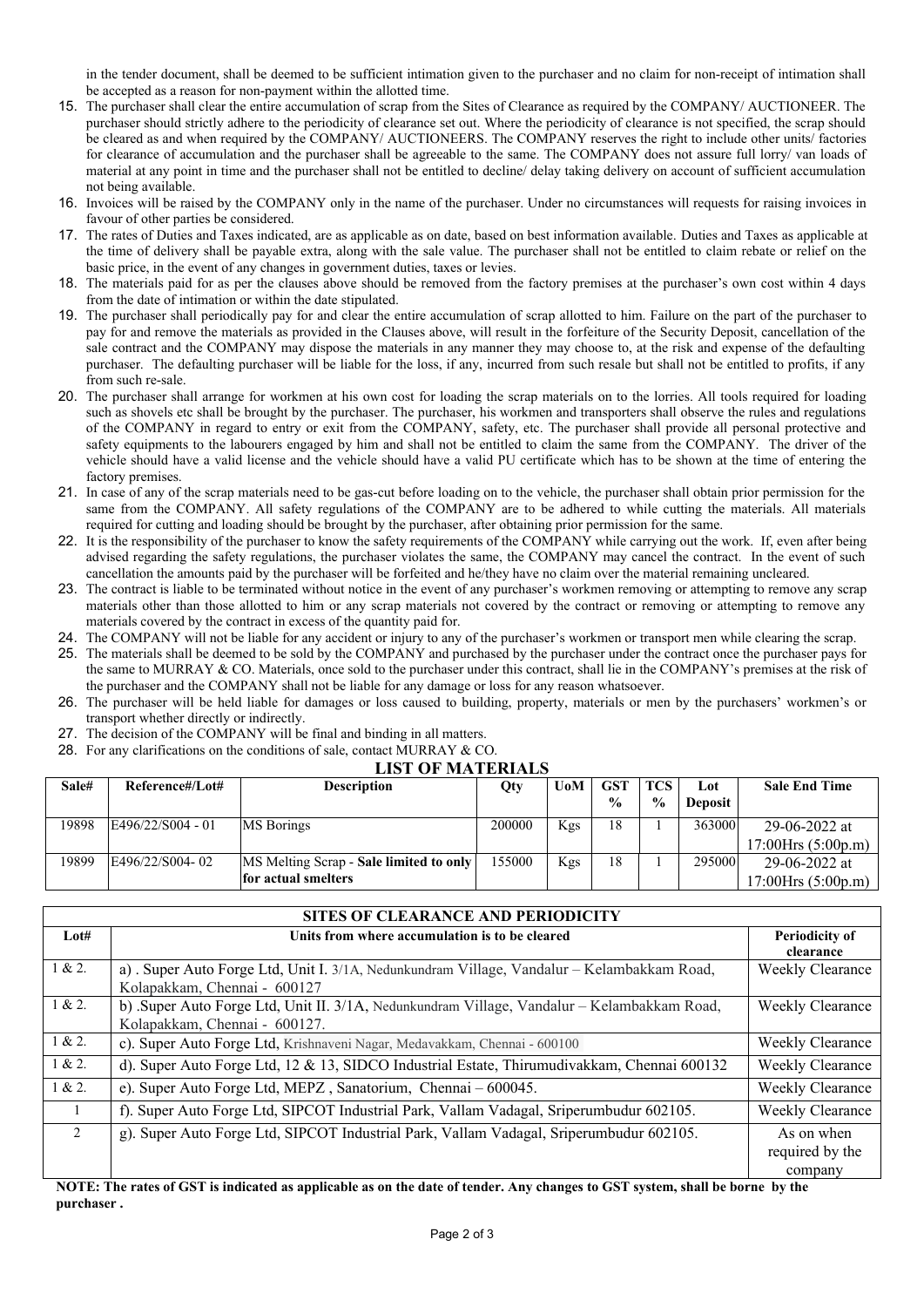in the tender document, shall be deemed to be sufficient intimation given to the purchaser and no claim for non-receipt of intimation shall be accepted as a reason for non-payment within the allotted time.

15. The purchaser shall clear the entire accumulation of scrap from the Sites of Clearance as required by the COMPANY/ AUCTIONEER. The purchaser should strictly adhere to the periodicity of clearance set out. Where the periodicity of clearance is not specified, the scrap should be cleared as and when required by the COMPANY/ AUCTIONEERS. The COMPANY reserves the right to include other units/ factories for clearance of accumulation and the purchaser shall be agreeable to the same. The COMPANY does not assure full lorry/ van loads of material at any point in time and the purchaser shall not be entitled to decline/ delay taking delivery on account of sufficient accumulation not being available.
16. Invoices will be raised by the COMPANY only in the name of the purchaser. Under no circumstances will requests for raising invoices in favour of other parties be considered.
17. The rates of Duties and Taxes indicated, are as applicable as on date, based on best information available. Duties and Taxes as applicable at the time of delivery shall be payable extra, along with the sale value. The purchaser shall not be entitled to claim rebate or relief on the basic price, in the event of any changes in government duties, taxes or levies.
18. The materials paid for as per the clauses above should be removed from the factory premises at the purchaser's own cost within 4 days from the date of intimation or within the date stipulated.
19. The purchaser shall periodically pay for and clear the entire accumulation of scrap allotted to him. Failure on the part of the purchaser to pay for and remove the materials as provided in the Clauses above, will result in the forfeiture of the Security Deposit, cancellation of the sale contract and the COMPANY may dispose the materials in any manner they may choose to, at the risk and expense of the defaulting purchaser. The defaulting purchaser will be liable for the loss, if any, incurred from such resale but shall not be entitled to profits, if any from such re-sale.
20. The purchaser shall arrange for workmen at his own cost for loading the scrap materials on to the lorries. All tools required for loading such as shovels etc shall be brought by the purchaser. The purchaser, his workmen and transporters shall observe the rules and regulations of the COMPANY in regard to entry or exit from the COMPANY, safety, etc. The purchaser shall provide all personal protective and safety equipments to the labourers engaged by him and shall not be entitled to claim the same from the COMPANY. The driver of the vehicle should have a valid license and the vehicle should have a valid PU certificate which has to be shown at the time of entering the factory premises.
21. In case of any of the scrap materials need to be gas-cut before loading on to the vehicle, the purchaser shall obtain prior permission for the same from the COMPANY. All safety regulations of the COMPANY are to be adhered to while cutting the materials. All materials required for cutting and loading should be brought by the purchaser, after obtaining prior permission for the same.
22. It is the responsibility of the purchaser to know the safety requirements of the COMPANY while carrying out the work. If, even after being advised regarding the safety regulations, the purchaser violates the same, the COMPANY may cancel the contract. In the event of such cancellation the amounts paid by the purchaser will be forfeited and he/they have no claim over the material remaining uncleared.
23. The contract is liable to be terminated without notice in the event of any purchaser's workmen removing or attempting to remove any scrap materials other than those allotted to him or any scrap materials not covered by the contract or removing or attempting to remove any materials covered by the contract in excess of the quantity paid for.
24. The COMPANY will not be liable for any accident or injury to any of the purchaser's workmen or transport men while clearing the scrap.
25. The materials shall be deemed to be sold by the COMPANY and purchased by the purchaser under the contract once the purchaser pays for the same to MURRAY & CO. Materials, once sold to the purchaser under this contract, shall lie in the COMPANY's premises at the risk of the purchaser and the COMPANY shall not be liable for any damage or loss for any reason whatsoever.
26. The purchaser will be held liable for damages or loss caused to building, property, materials or men by the purchasers' workmen's or transport whether directly or indirectly.
27. The decision of the COMPANY will be final and binding in all matters.
28. For any clarifications on the conditions of sale, contact MURRAY & CO.

## LIST OF MATERIALS

| Sale# | Reference#/Lot# | Description | Qty | UoM | GST % | TCS % | Lot Deposit | Sale End Time |
|---|---|---|---|---|---|---|---|---|
| 19898 | E496/22/S004 - 01 | MS Borings | 200000 | Kgs | 18 | 1 | 363000 | 29-06-2022 at 17:00Hrs (5:00p.m) |
| 19899 | E496/22/S004- 02 | MS Melting Scrap - **Sale limited to only for actual smelters** | 155000 | Kgs | 18 | 1 | 295000 | 29-06-2022 at 17:00Hrs (5:00p.m) |

## SITES OF CLEARANCE AND PERIODICITY

| Lot# | Units from where accumulation is to be cleared | Periodicity of clearance |
|---|---|---|
| 1 & 2. | a) . Super Auto Forge Ltd, Unit I. 3/1A, Nedunkundram Village, Vandalur – Kelambakkam Road, Kolapakkam, Chennai - 600127 | Weekly Clearance |
| 1 & 2. | b) .Super Auto Forge Ltd, Unit II. 3/1A, Nedunkundram Village, Vandalur – Kelambakkam Road, Kolapakkam, Chennai - 600127. | Weekly Clearance |
| 1 & 2. | c). Super Auto Forge Ltd, Krishnaveni Nagar, Medavakkam, Chennai - 600100 | Weekly Clearance |
| 1 & 2. | d). Super Auto Forge Ltd, 12 & 13, SIDCO Industrial Estate, Thirumudivakkam, Chennai 600132 | Weekly Clearance |
| 1 & 2. | e). Super Auto Forge Ltd, MEPZ , Sanatorium, Chennai – 600045. | Weekly Clearance |
| 1 | f). Super Auto Forge Ltd, SIPCOT Industrial Park, Vallam Vadagal, Sriperumbudur 602105. | Weekly Clearance |
| 2 | g). Super Auto Forge Ltd, SIPCOT Industrial Park, Vallam Vadagal, Sriperumbudur 602105. | As on when required by the company |

**NOTE: The rates of GST is indicated as applicable as on the date of tender. Any changes to GST system, shall be borne by the purchaser .**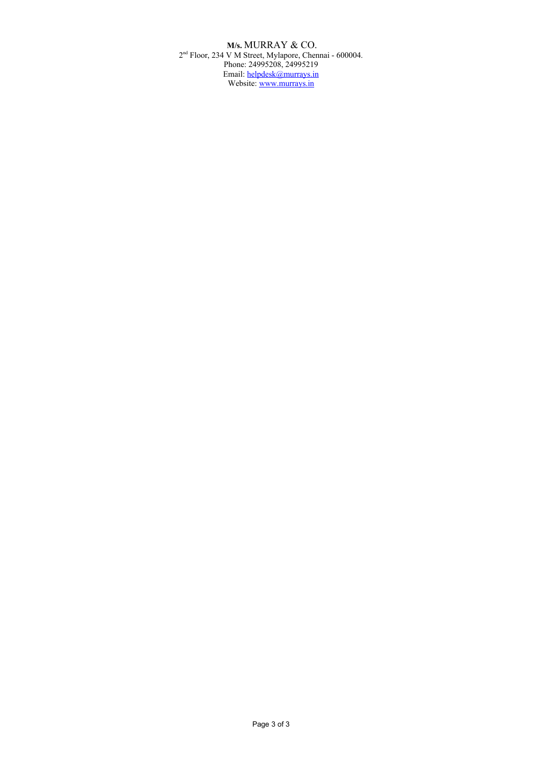**M/s.** MURRAY & CO.

2nd Floor, 234 V M Street, Mylapore, Chennai - 600004.

Phone: 24995208, 24995219

Email: helpdesk@murrays.in

Website: www.murrays.in